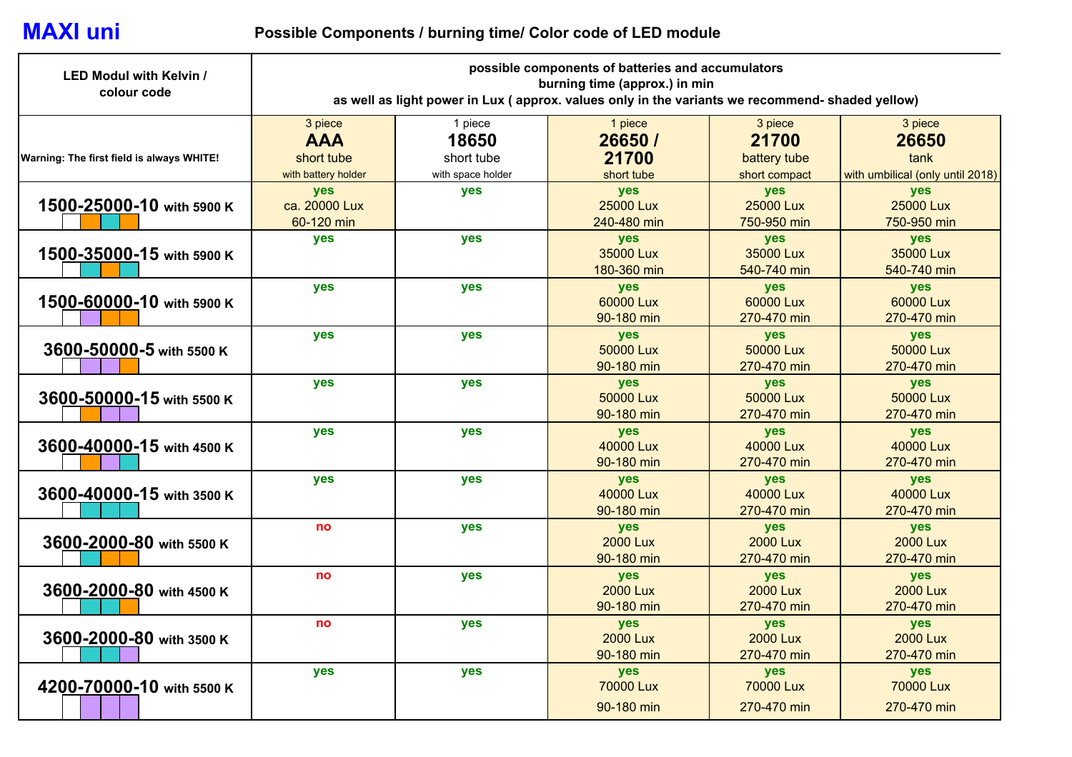# MAXI uni

**Possible Components / burning time/ Color code of LED module**

| LED Modul with Kelvin / colour code | possible components of batteries and accumulators burning time (approx.) in min as well as light power in Lux ( approx. values only in the variants we recommend- shaded yellow) | | | | |
|---|---|---|---|---|---|
| Warning: The first field is always WHITE! | 3 piece **AAA** short tube with battery holder | 1 piece **18650** short tube with space holder | 1 piece **26650 / 21700** short tube | 3 piece **21700** battery tube short compact | 3 piece **26650** tank with umbilical (only until 2018) |
| **1500-25000-10** with 5900 K | yes ca. 20000 Lux 60-120 min | yes | yes 25000 Lux 240-480 min | yes 25000 Lux 750-950 min | yes 25000 Lux 750-950 min |
| **1500-35000-15** with 5900 K | yes | yes | yes 35000 Lux 180-360 min | yes 35000 Lux 540-740 min | yes 35000 Lux 540-740 min |
| **1500-60000-10** with 5900 K | yes | yes | yes 60000 Lux 90-180 min | yes 60000 Lux 270-470 min | yes 60000 Lux 270-470 min |
| **3600-50000-5** with 5500 K | yes | yes | yes 50000 Lux 90-180 min | yes 50000 Lux 270-470 min | yes 50000 Lux 270-470 min |
| **3600-50000-15** with 5500 K | yes | yes | yes 50000 Lux 90-180 min | yes 50000 Lux 270-470 min | yes 50000 Lux 270-470 min |
| **3600-40000-15** with 4500 K | yes | yes | yes 40000 Lux 90-180 min | yes 40000 Lux 270-470 min | yes 40000 Lux 270-470 min |
| **3600-40000-15** with 3500 K | yes | yes | yes 40000 Lux 90-180 min | yes 40000 Lux 270-470 min | yes 40000 Lux 270-470 min |
| **3600-2000-80** with 5500 K | no | yes | yes 2000 Lux 90-180 min | yes 2000 Lux 270-470 min | yes 2000 Lux 270-470 min |
| **3600-2000-80** with 4500 K | no | yes | yes 2000 Lux 90-180 min | yes 2000 Lux 270-470 min | yes 2000 Lux 270-470 min |
| **3600-2000-80** with 3500 K | no | yes | yes 2000 Lux 90-180 min | yes 2000 Lux 270-470 min | yes 2000 Lux 270-470 min |
| **4200-70000-10** with 5500 K | yes | yes | yes 70000 Lux 90-180 min | yes 70000 Lux 270-470 min | yes 70000 Lux 270-470 min |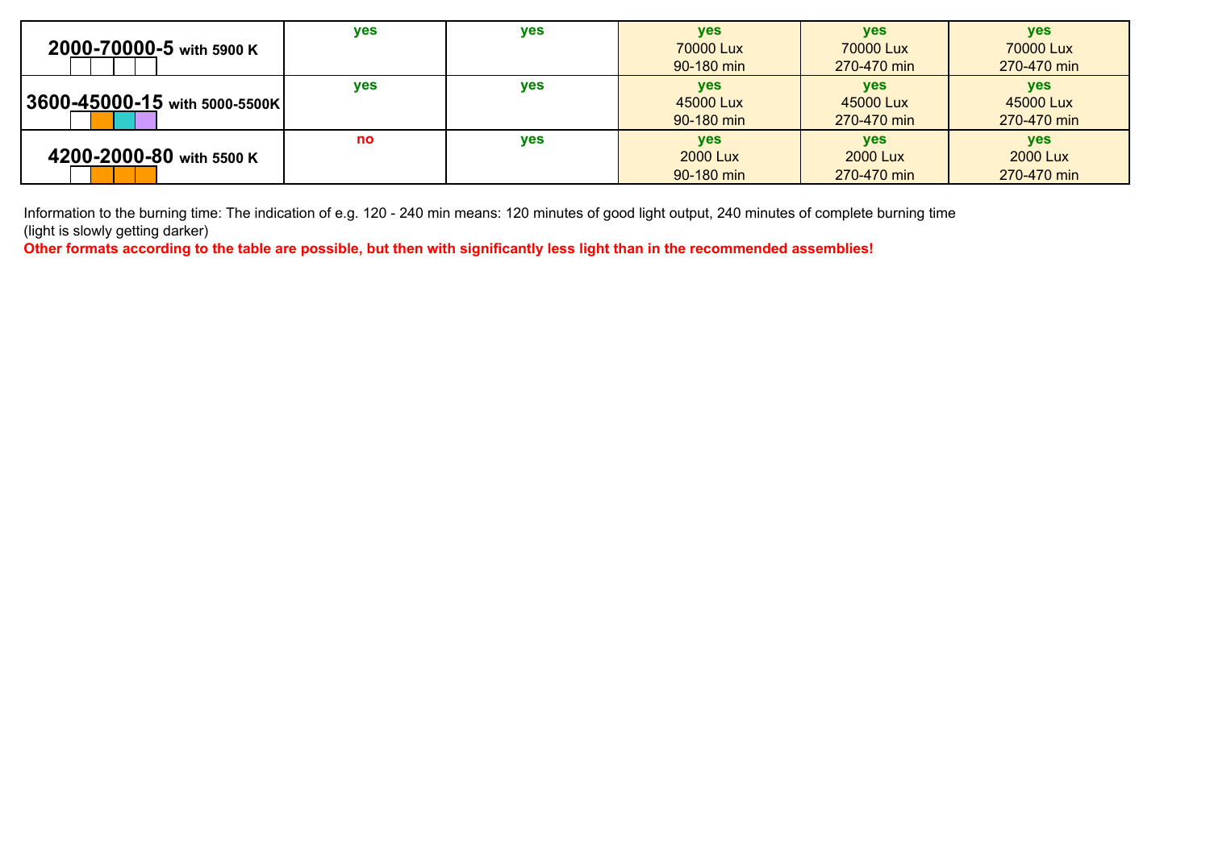| | | | | | |
|---|---|---|---|---|---|
| **2000-70000-5** with 5900 K | yes | yes | yes<br>70000 Lux<br>90-180 min | yes<br>70000 Lux<br>270-470 min | yes<br>70000 Lux<br>270-470 min |
| **3600-45000-15** with 5000-5500K | yes | yes | yes<br>45000 Lux<br>90-180 min | yes<br>45000 Lux<br>270-470 min | yes<br>45000 Lux<br>270-470 min |
| **4200-2000-80** with 5500 K | no | yes | yes<br>2000 Lux<br>90-180 min | yes<br>2000 Lux<br>270-470 min | yes<br>2000 Lux<br>270-470 min |

Information to the burning time: The indication of e.g. 120 - 240 min means: 120 minutes of good light output, 240 minutes of complete burning time (light is slowly getting darker)

**Other formats according to the table are possible, but then with significantly less light than in the recommended assemblies!**